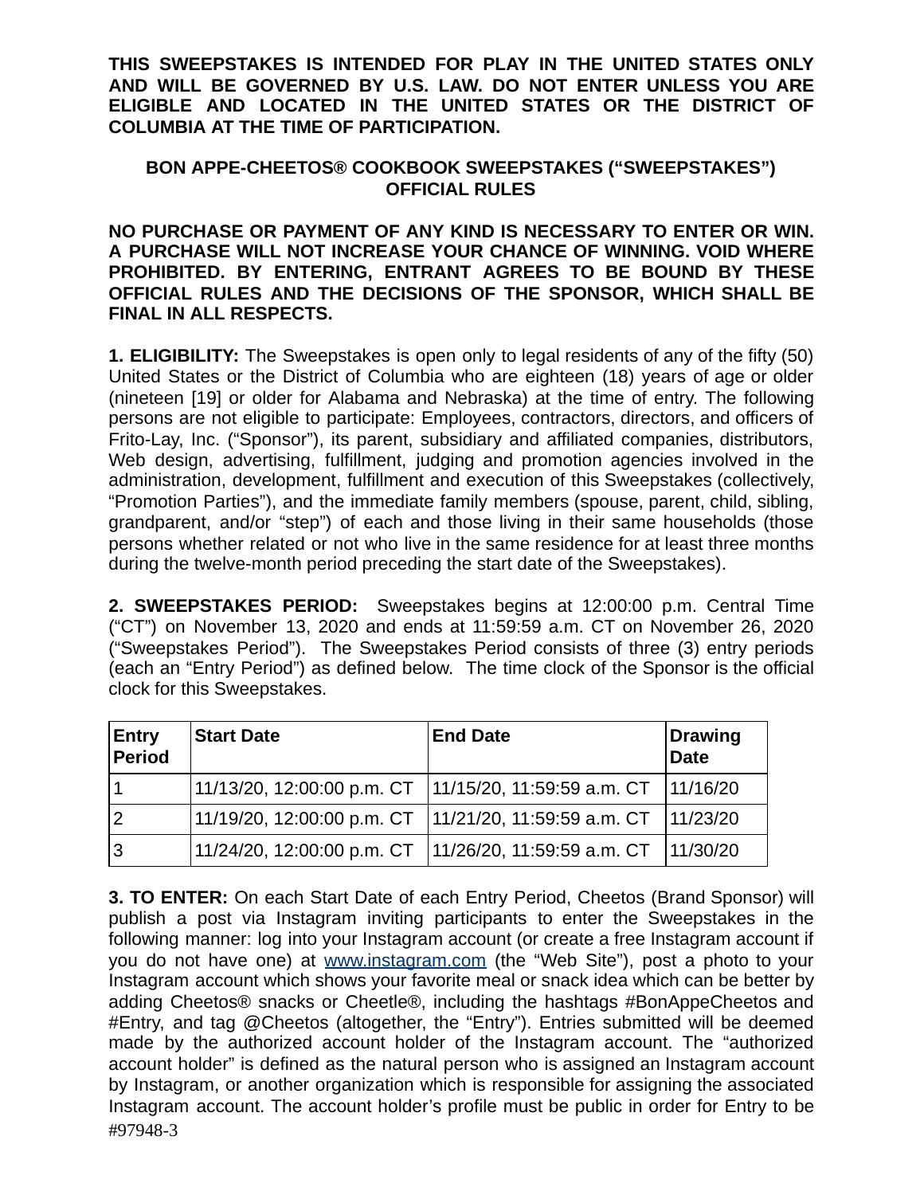**THIS SWEEPSTAKES IS INTENDED FOR PLAY IN THE UNITED STATES ONLY AND WILL BE GOVERNED BY U.S. LAW. DO NOT ENTER UNLESS YOU ARE ELIGIBLE AND LOCATED IN THE UNITED STATES OR THE DISTRICT OF COLUMBIA AT THE TIME OF PARTICIPATION.**

## BON APPE-CHEETOS® COOKBOOK SWEEPSTAKES ("SWEEPSTAKES") OFFICIAL RULES

**NO PURCHASE OR PAYMENT OF ANY KIND IS NECESSARY TO ENTER OR WIN. A PURCHASE WILL NOT INCREASE YOUR CHANCE OF WINNING. VOID WHERE PROHIBITED. BY ENTERING, ENTRANT AGREES TO BE BOUND BY THESE OFFICIAL RULES AND THE DECISIONS OF THE SPONSOR, WHICH SHALL BE FINAL IN ALL RESPECTS.**

**1. ELIGIBILITY:** The Sweepstakes is open only to legal residents of any of the fifty (50) United States or the District of Columbia who are eighteen (18) years of age or older (nineteen [19] or older for Alabama and Nebraska) at the time of entry. The following persons are not eligible to participate: Employees, contractors, directors, and officers of Frito-Lay, Inc. ("Sponsor"), its parent, subsidiary and affiliated companies, distributors, Web design, advertising, fulfillment, judging and promotion agencies involved in the administration, development, fulfillment and execution of this Sweepstakes (collectively, "Promotion Parties"), and the immediate family members (spouse, parent, child, sibling, grandparent, and/or "step") of each and those living in their same households (those persons whether related or not who live in the same residence for at least three months during the twelve-month period preceding the start date of the Sweepstakes).

**2. SWEEPSTAKES PERIOD:** Sweepstakes begins at 12:00:00 p.m. Central Time ("CT") on November 13, 2020 and ends at 11:59:59 a.m. CT on November 26, 2020 ("Sweepstakes Period"). The Sweepstakes Period consists of three (3) entry periods (each an "Entry Period") as defined below. The time clock of the Sponsor is the official clock for this Sweepstakes.

| Entry Period | Start Date | End Date | Drawing Date |
|---|---|---|---|
| 1 | 11/13/20, 12:00:00 p.m. CT | 11/15/20, 11:59:59 a.m. CT | 11/16/20 |
| 2 | 11/19/20, 12:00:00 p.m. CT | 11/21/20, 11:59:59 a.m. CT | 11/23/20 |
| 3 | 11/24/20, 12:00:00 p.m. CT | 11/26/20, 11:59:59 a.m. CT | 11/30/20 |

**3. TO ENTER:** On each Start Date of each Entry Period, Cheetos (Brand Sponsor) will publish a post via Instagram inviting participants to enter the Sweepstakes in the following manner: log into your Instagram account (or create a free Instagram account if you do not have one) at www.instagram.com (the "Web Site"), post a photo to your Instagram account which shows your favorite meal or snack idea which can be better by adding Cheetos® snacks or Cheetle®, including the hashtags #BonAppeCheetos and #Entry, and tag @Cheetos (altogether, the "Entry"). Entries submitted will be deemed made by the authorized account holder of the Instagram account. The "authorized account holder" is defined as the natural person who is assigned an Instagram account by Instagram, or another organization which is responsible for assigning the associated Instagram account. The account holder's profile must be public in order for Entry to be

#97948-3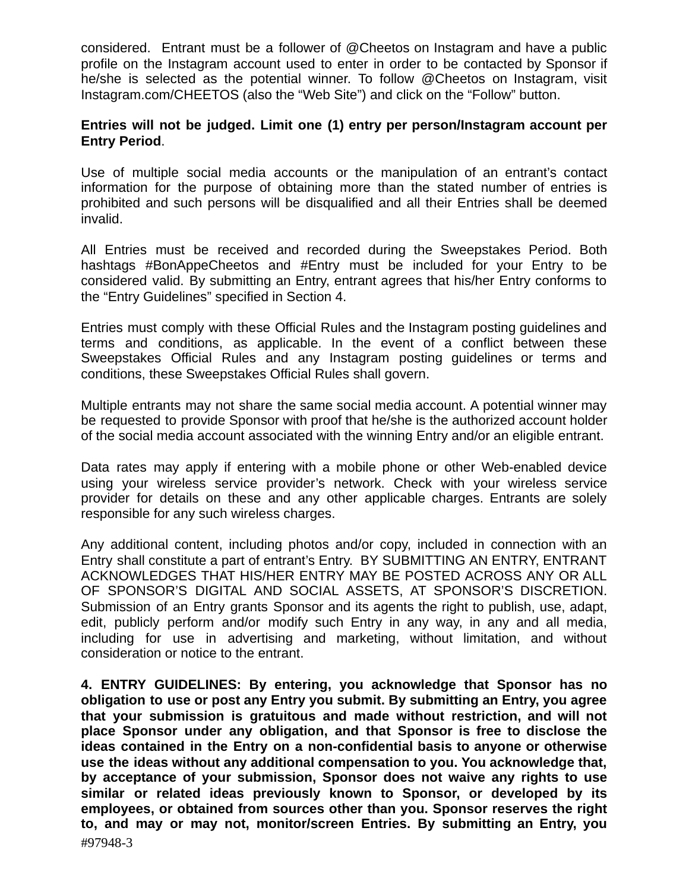considered. Entrant must be a follower of @Cheetos on Instagram and have a public profile on the Instagram account used to enter in order to be contacted by Sponsor if he/she is selected as the potential winner. To follow @Cheetos on Instagram, visit Instagram.com/CHEETOS (also the "Web Site") and click on the "Follow" button.

**Entries will not be judged. Limit one (1) entry per person/Instagram account per Entry Period**.

Use of multiple social media accounts or the manipulation of an entrant's contact information for the purpose of obtaining more than the stated number of entries is prohibited and such persons will be disqualified and all their Entries shall be deemed invalid.

All Entries must be received and recorded during the Sweepstakes Period. Both hashtags #BonAppeCheetos and #Entry must be included for your Entry to be considered valid. By submitting an Entry, entrant agrees that his/her Entry conforms to the "Entry Guidelines" specified in Section 4.

Entries must comply with these Official Rules and the Instagram posting guidelines and terms and conditions, as applicable. In the event of a conflict between these Sweepstakes Official Rules and any Instagram posting guidelines or terms and conditions, these Sweepstakes Official Rules shall govern.

Multiple entrants may not share the same social media account. A potential winner may be requested to provide Sponsor with proof that he/she is the authorized account holder of the social media account associated with the winning Entry and/or an eligible entrant.

Data rates may apply if entering with a mobile phone or other Web-enabled device using your wireless service provider's network. Check with your wireless service provider for details on these and any other applicable charges. Entrants are solely responsible for any such wireless charges.

Any additional content, including photos and/or copy, included in connection with an Entry shall constitute a part of entrant's Entry. BY SUBMITTING AN ENTRY, ENTRANT ACKNOWLEDGES THAT HIS/HER ENTRY MAY BE POSTED ACROSS ANY OR ALL OF SPONSOR'S DIGITAL AND SOCIAL ASSETS, AT SPONSOR'S DISCRETION. Submission of an Entry grants Sponsor and its agents the right to publish, use, adapt, edit, publicly perform and/or modify such Entry in any way, in any and all media, including for use in advertising and marketing, without limitation, and without consideration or notice to the entrant.

**4. ENTRY GUIDELINES: By entering, you acknowledge that Sponsor has no obligation to use or post any Entry you submit. By submitting an Entry, you agree that your submission is gratuitous and made without restriction, and will not place Sponsor under any obligation, and that Sponsor is free to disclose the ideas contained in the Entry on a non-confidential basis to anyone or otherwise use the ideas without any additional compensation to you. You acknowledge that, by acceptance of your submission, Sponsor does not waive any rights to use similar or related ideas previously known to Sponsor, or developed by its employees, or obtained from sources other than you. Sponsor reserves the right to, and may or may not, monitor/screen Entries. By submitting an Entry, you**

#97948-3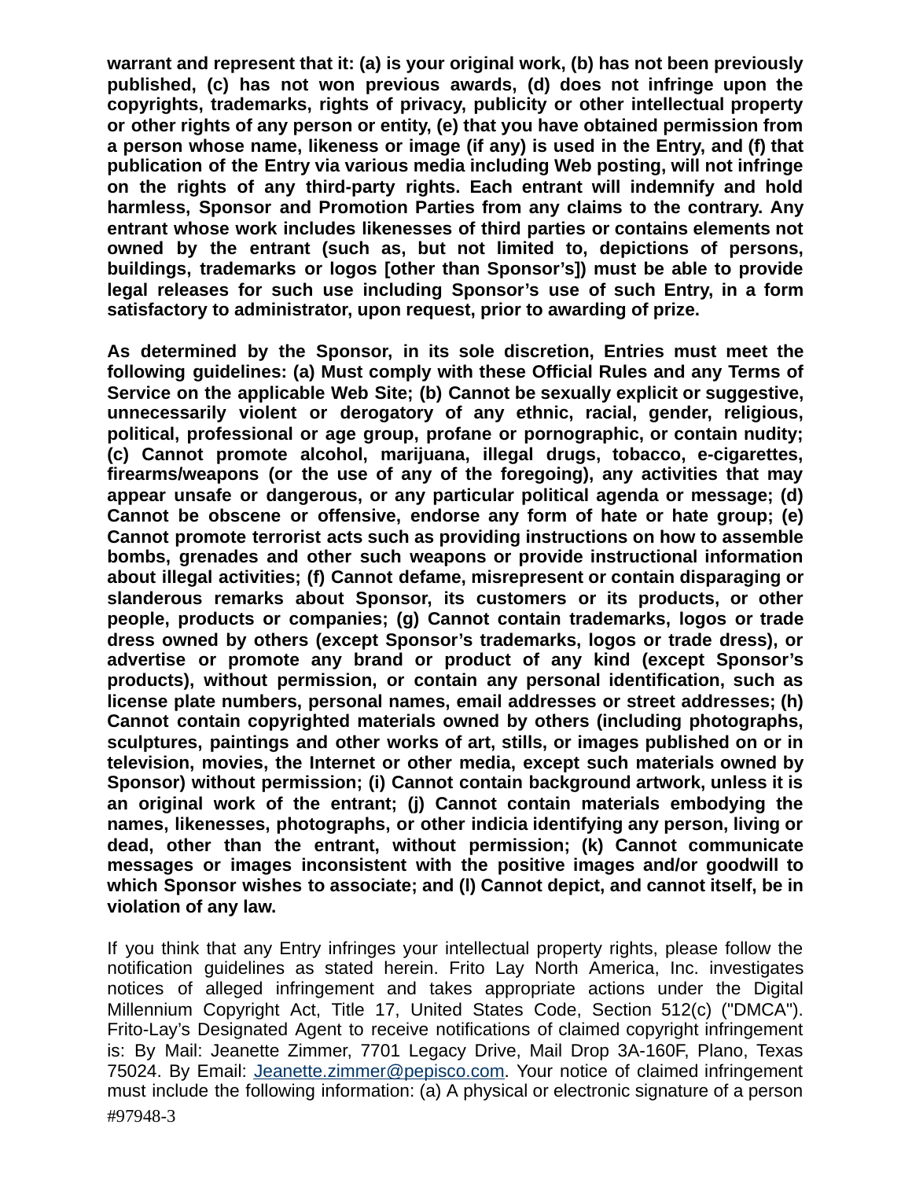**warrant and represent that it: (a) is your original work, (b) has not been previously published, (c) has not won previous awards, (d) does not infringe upon the copyrights, trademarks, rights of privacy, publicity or other intellectual property or other rights of any person or entity, (e) that you have obtained permission from a person whose name, likeness or image (if any) is used in the Entry, and (f) that publication of the Entry via various media including Web posting, will not infringe on the rights of any third-party rights. Each entrant will indemnify and hold harmless, Sponsor and Promotion Parties from any claims to the contrary. Any entrant whose work includes likenesses of third parties or contains elements not owned by the entrant (such as, but not limited to, depictions of persons, buildings, trademarks or logos [other than Sponsor's]) must be able to provide legal releases for such use including Sponsor's use of such Entry, in a form satisfactory to administrator, upon request, prior to awarding of prize.**

**As determined by the Sponsor, in its sole discretion, Entries must meet the following guidelines: (a) Must comply with these Official Rules and any Terms of Service on the applicable Web Site; (b) Cannot be sexually explicit or suggestive, unnecessarily violent or derogatory of any ethnic, racial, gender, religious, political, professional or age group, profane or pornographic, or contain nudity; (c) Cannot promote alcohol, marijuana, illegal drugs, tobacco, e-cigarettes, firearms/weapons (or the use of any of the foregoing), any activities that may appear unsafe or dangerous, or any particular political agenda or message; (d) Cannot be obscene or offensive, endorse any form of hate or hate group; (e) Cannot promote terrorist acts such as providing instructions on how to assemble bombs, grenades and other such weapons or provide instructional information about illegal activities; (f) Cannot defame, misrepresent or contain disparaging or slanderous remarks about Sponsor, its customers or its products, or other people, products or companies; (g) Cannot contain trademarks, logos or trade dress owned by others (except Sponsor's trademarks, logos or trade dress), or advertise or promote any brand or product of any kind (except Sponsor's products), without permission, or contain any personal identification, such as license plate numbers, personal names, email addresses or street addresses; (h) Cannot contain copyrighted materials owned by others (including photographs, sculptures, paintings and other works of art, stills, or images published on or in television, movies, the Internet or other media, except such materials owned by Sponsor) without permission; (i) Cannot contain background artwork, unless it is an original work of the entrant; (j) Cannot contain materials embodying the names, likenesses, photographs, or other indicia identifying any person, living or dead, other than the entrant, without permission; (k) Cannot communicate messages or images inconsistent with the positive images and/or goodwill to which Sponsor wishes to associate; and (l) Cannot depict, and cannot itself, be in violation of any law.**

If you think that any Entry infringes your intellectual property rights, please follow the notification guidelines as stated herein. Frito Lay North America, Inc. investigates notices of alleged infringement and takes appropriate actions under the Digital Millennium Copyright Act, Title 17, United States Code, Section 512(c) ("DMCA"). Frito-Lay's Designated Agent to receive notifications of claimed copyright infringement is: By Mail: Jeanette Zimmer, 7701 Legacy Drive, Mail Drop 3A-160F, Plano, Texas 75024. By Email: [Jeanette.zimmer@pepisco.com](mailto:Jeanette.zimmer@pepisco.com). Your notice of claimed infringement must include the following information: (a) A physical or electronic signature of a person

#97948-3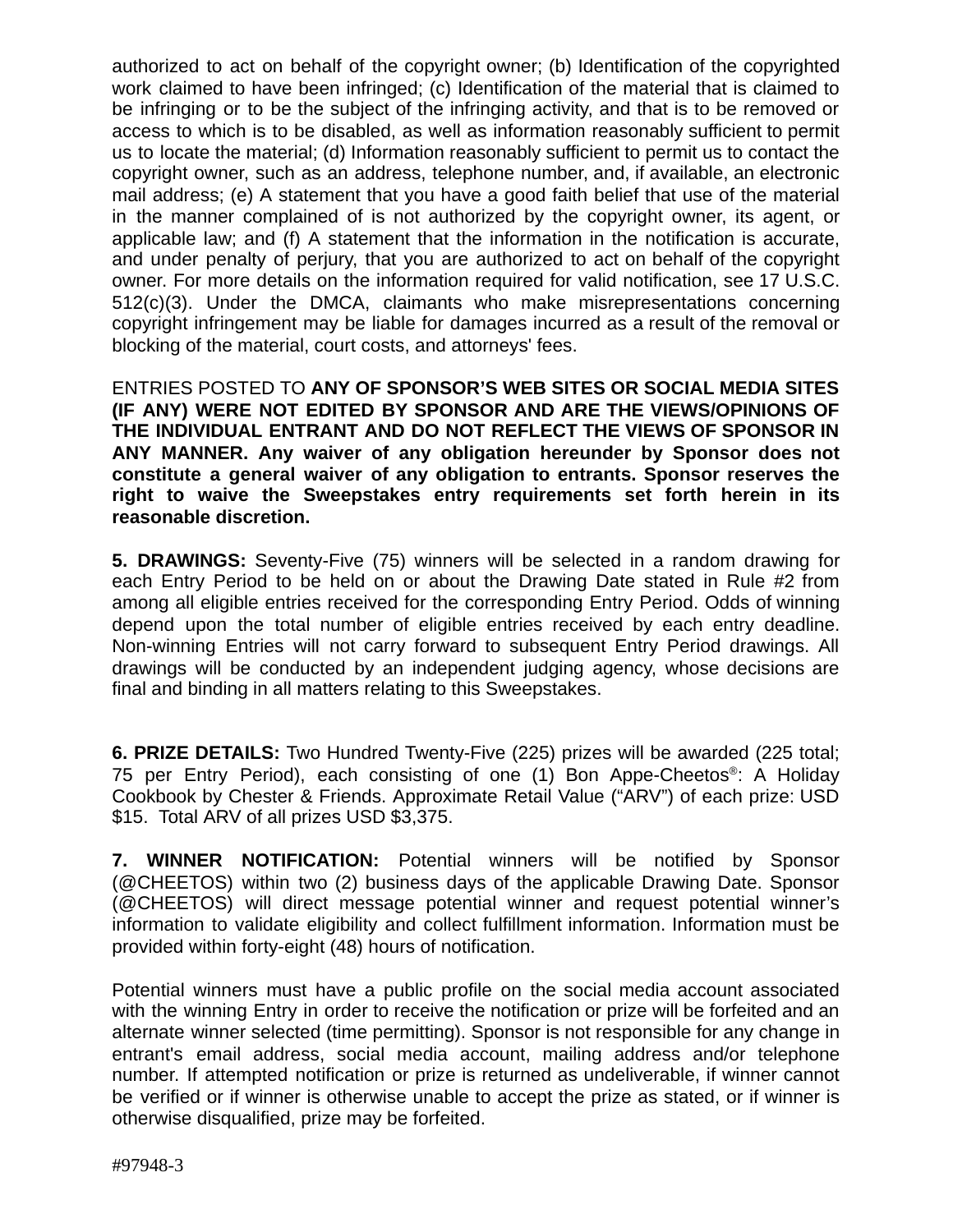authorized to act on behalf of the copyright owner; (b) Identification of the copyrighted work claimed to have been infringed; (c) Identification of the material that is claimed to be infringing or to be the subject of the infringing activity, and that is to be removed or access to which is to be disabled, as well as information reasonably sufficient to permit us to locate the material; (d) Information reasonably sufficient to permit us to contact the copyright owner, such as an address, telephone number, and, if available, an electronic mail address; (e) A statement that you have a good faith belief that use of the material in the manner complained of is not authorized by the copyright owner, its agent, or applicable law; and (f) A statement that the information in the notification is accurate, and under penalty of perjury, that you are authorized to act on behalf of the copyright owner. For more details on the information required for valid notification, see 17 U.S.C. 512(c)(3). Under the DMCA, claimants who make misrepresentations concerning copyright infringement may be liable for damages incurred as a result of the removal or blocking of the material, court costs, and attorneys' fees.

ENTRIES POSTED TO **ANY OF SPONSOR'S WEB SITES OR SOCIAL MEDIA SITES (IF ANY) WERE NOT EDITED BY SPONSOR AND ARE THE VIEWS/OPINIONS OF THE INDIVIDUAL ENTRANT AND DO NOT REFLECT THE VIEWS OF SPONSOR IN ANY MANNER. Any waiver of any obligation hereunder by Sponsor does not constitute a general waiver of any obligation to entrants. Sponsor reserves the right to waive the Sweepstakes entry requirements set forth herein in its reasonable discretion.**

**5. DRAWINGS:** Seventy-Five (75) winners will be selected in a random drawing for each Entry Period to be held on or about the Drawing Date stated in Rule #2 from among all eligible entries received for the corresponding Entry Period. Odds of winning depend upon the total number of eligible entries received by each entry deadline. Non-winning Entries will not carry forward to subsequent Entry Period drawings. All drawings will be conducted by an independent judging agency, whose decisions are final and binding in all matters relating to this Sweepstakes.

**6. PRIZE DETAILS:** Two Hundred Twenty-Five (225) prizes will be awarded (225 total; 75 per Entry Period), each consisting of one (1) Bon Appe-Cheetos®: A Holiday Cookbook by Chester & Friends. Approximate Retail Value ("ARV") of each prize: USD $15. Total ARV of all prizes USD $3,375.

**7. WINNER NOTIFICATION:** Potential winners will be notified by Sponsor (@CHEETOS) within two (2) business days of the applicable Drawing Date. Sponsor (@CHEETOS) will direct message potential winner and request potential winner's information to validate eligibility and collect fulfillment information. Information must be provided within forty-eight (48) hours of notification.

Potential winners must have a public profile on the social media account associated with the winning Entry in order to receive the notification or prize will be forfeited and an alternate winner selected (time permitting). Sponsor is not responsible for any change in entrant's email address, social media account, mailing address and/or telephone number. If attempted notification or prize is returned as undeliverable, if winner cannot be verified or if winner is otherwise unable to accept the prize as stated, or if winner is otherwise disqualified, prize may be forfeited.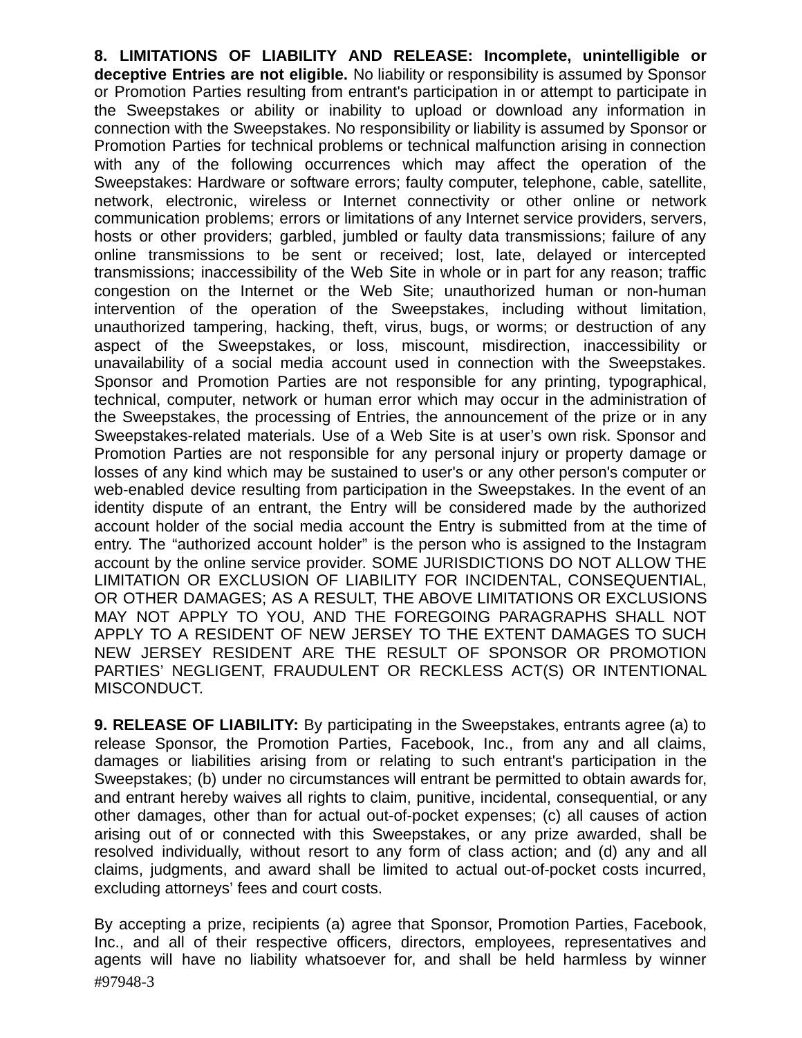**8. LIMITATIONS OF LIABILITY AND RELEASE: Incomplete, unintelligible or deceptive Entries are not eligible.** No liability or responsibility is assumed by Sponsor or Promotion Parties resulting from entrant's participation in or attempt to participate in the Sweepstakes or ability or inability to upload or download any information in connection with the Sweepstakes. No responsibility or liability is assumed by Sponsor or Promotion Parties for technical problems or technical malfunction arising in connection with any of the following occurrences which may affect the operation of the Sweepstakes: Hardware or software errors; faulty computer, telephone, cable, satellite, network, electronic, wireless or Internet connectivity or other online or network communication problems; errors or limitations of any Internet service providers, servers, hosts or other providers; garbled, jumbled or faulty data transmissions; failure of any online transmissions to be sent or received; lost, late, delayed or intercepted transmissions; inaccessibility of the Web Site in whole or in part for any reason; traffic congestion on the Internet or the Web Site; unauthorized human or non-human intervention of the operation of the Sweepstakes, including without limitation, unauthorized tampering, hacking, theft, virus, bugs, or worms; or destruction of any aspect of the Sweepstakes, or loss, miscount, misdirection, inaccessibility or unavailability of a social media account used in connection with the Sweepstakes. Sponsor and Promotion Parties are not responsible for any printing, typographical, technical, computer, network or human error which may occur in the administration of the Sweepstakes, the processing of Entries, the announcement of the prize or in any Sweepstakes-related materials. Use of a Web Site is at user's own risk. Sponsor and Promotion Parties are not responsible for any personal injury or property damage or losses of any kind which may be sustained to user's or any other person's computer or web-enabled device resulting from participation in the Sweepstakes. In the event of an identity dispute of an entrant, the Entry will be considered made by the authorized account holder of the social media account the Entry is submitted from at the time of entry. The "authorized account holder" is the person who is assigned to the Instagram account by the online service provider. SOME JURISDICTIONS DO NOT ALLOW THE LIMITATION OR EXCLUSION OF LIABILITY FOR INCIDENTAL, CONSEQUENTIAL, OR OTHER DAMAGES; AS A RESULT, THE ABOVE LIMITATIONS OR EXCLUSIONS MAY NOT APPLY TO YOU, AND THE FOREGOING PARAGRAPHS SHALL NOT APPLY TO A RESIDENT OF NEW JERSEY TO THE EXTENT DAMAGES TO SUCH NEW JERSEY RESIDENT ARE THE RESULT OF SPONSOR OR PROMOTION PARTIES' NEGLIGENT, FRAUDULENT OR RECKLESS ACT(S) OR INTENTIONAL MISCONDUCT.

**9. RELEASE OF LIABILITY:** By participating in the Sweepstakes, entrants agree (a) to release Sponsor, the Promotion Parties, Facebook, Inc., from any and all claims, damages or liabilities arising from or relating to such entrant's participation in the Sweepstakes; (b) under no circumstances will entrant be permitted to obtain awards for, and entrant hereby waives all rights to claim, punitive, incidental, consequential, or any other damages, other than for actual out-of-pocket expenses; (c) all causes of action arising out of or connected with this Sweepstakes, or any prize awarded, shall be resolved individually, without resort to any form of class action; and (d) any and all claims, judgments, and award shall be limited to actual out-of-pocket costs incurred, excluding attorneys' fees and court costs.

By accepting a prize, recipients (a) agree that Sponsor, Promotion Parties, Facebook, Inc., and all of their respective officers, directors, employees, representatives and agents will have no liability whatsoever for, and shall be held harmless by winner

#97948-3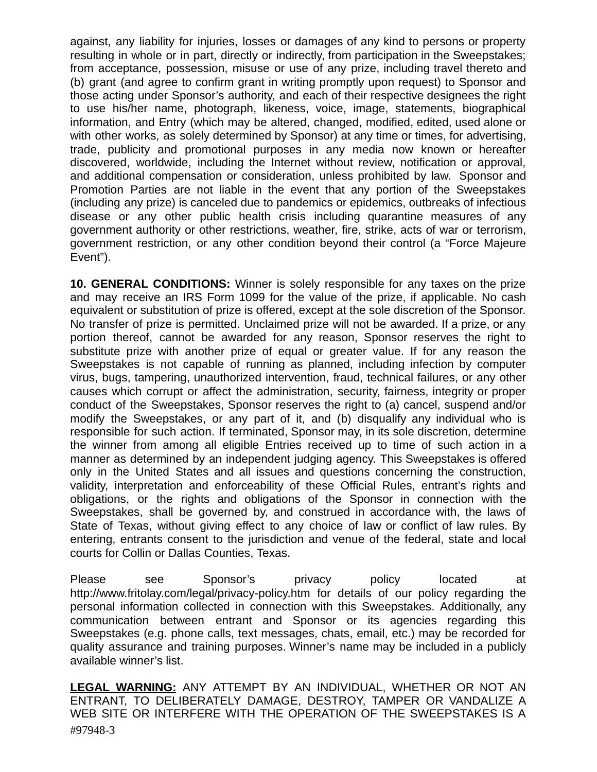against, any liability for injuries, losses or damages of any kind to persons or property resulting in whole or in part, directly or indirectly, from participation in the Sweepstakes; from acceptance, possession, misuse or use of any prize, including travel thereto and (b) grant (and agree to confirm grant in writing promptly upon request) to Sponsor and those acting under Sponsor's authority, and each of their respective designees the right to use his/her name, photograph, likeness, voice, image, statements, biographical information, and Entry (which may be altered, changed, modified, edited, used alone or with other works, as solely determined by Sponsor) at any time or times, for advertising, trade, publicity and promotional purposes in any media now known or hereafter discovered, worldwide, including the Internet without review, notification or approval, and additional compensation or consideration, unless prohibited by law. Sponsor and Promotion Parties are not liable in the event that any portion of the Sweepstakes (including any prize) is canceled due to pandemics or epidemics, outbreaks of infectious disease or any other public health crisis including quarantine measures of any government authority or other restrictions, weather, fire, strike, acts of war or terrorism, government restriction, or any other condition beyond their control (a "Force Majeure Event").

**10. GENERAL CONDITIONS:** Winner is solely responsible for any taxes on the prize and may receive an IRS Form 1099 for the value of the prize, if applicable. No cash equivalent or substitution of prize is offered, except at the sole discretion of the Sponsor. No transfer of prize is permitted. Unclaimed prize will not be awarded. If a prize, or any portion thereof, cannot be awarded for any reason, Sponsor reserves the right to substitute prize with another prize of equal or greater value. If for any reason the Sweepstakes is not capable of running as planned, including infection by computer virus, bugs, tampering, unauthorized intervention, fraud, technical failures, or any other causes which corrupt or affect the administration, security, fairness, integrity or proper conduct of the Sweepstakes, Sponsor reserves the right to (a) cancel, suspend and/or modify the Sweepstakes, or any part of it, and (b) disqualify any individual who is responsible for such action. If terminated, Sponsor may, in its sole discretion, determine the winner from among all eligible Entries received up to time of such action in a manner as determined by an independent judging agency. This Sweepstakes is offered only in the United States and all issues and questions concerning the construction, validity, interpretation and enforceability of these Official Rules, entrant's rights and obligations, or the rights and obligations of the Sponsor in connection with the Sweepstakes, shall be governed by, and construed in accordance with, the laws of State of Texas, without giving effect to any choice of law or conflict of law rules. By entering, entrants consent to the jurisdiction and venue of the federal, state and local courts for Collin or Dallas Counties, Texas.

Please see Sponsor's privacy policy located at http://www.fritolay.com/legal/privacy-policy.htm for details of our policy regarding the personal information collected in connection with this Sweepstakes. Additionally, any communication between entrant and Sponsor or its agencies regarding this Sweepstakes (e.g. phone calls, text messages, chats, email, etc.) may be recorded for quality assurance and training purposes. Winner's name may be included in a publicly available winner's list.

**<u>LEGAL WARNING:</u>** ANY ATTEMPT BY AN INDIVIDUAL, WHETHER OR NOT AN ENTRANT, TO DELIBERATELY DAMAGE, DESTROY, TAMPER OR VANDALIZE A WEB SITE OR INTERFERE WITH THE OPERATION OF THE SWEEPSTAKES IS A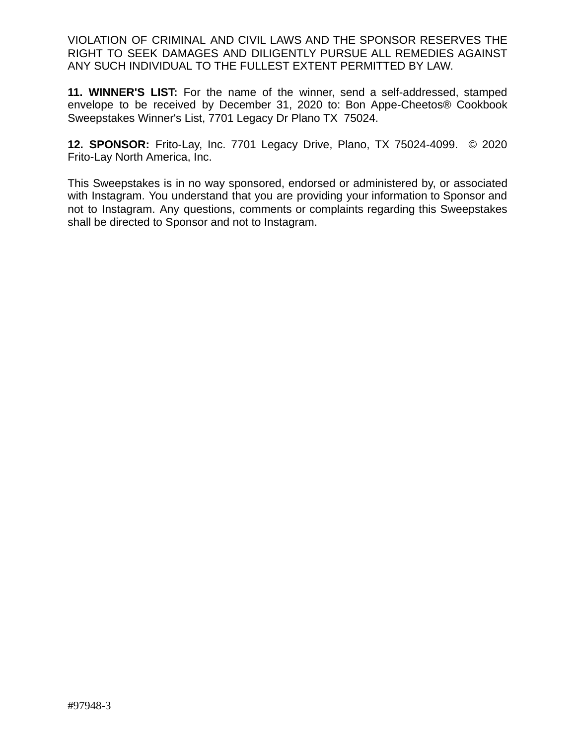VIOLATION OF CRIMINAL AND CIVIL LAWS AND THE SPONSOR RESERVES THE RIGHT TO SEEK DAMAGES AND DILIGENTLY PURSUE ALL REMEDIES AGAINST ANY SUCH INDIVIDUAL TO THE FULLEST EXTENT PERMITTED BY LAW.

**11. WINNER'S LIST:** For the name of the winner, send a self-addressed, stamped envelope to be received by December 31, 2020 to: Bon Appe-Cheetos® Cookbook Sweepstakes Winner's List, 7701 Legacy Dr Plano TX 75024.

**12. SPONSOR:** Frito-Lay, Inc. 7701 Legacy Drive, Plano, TX 75024-4099. © 2020 Frito-Lay North America, Inc.

This Sweepstakes is in no way sponsored, endorsed or administered by, or associated with Instagram. You understand that you are providing your information to Sponsor and not to Instagram. Any questions, comments or complaints regarding this Sweepstakes shall be directed to Sponsor and not to Instagram.

#97948-3